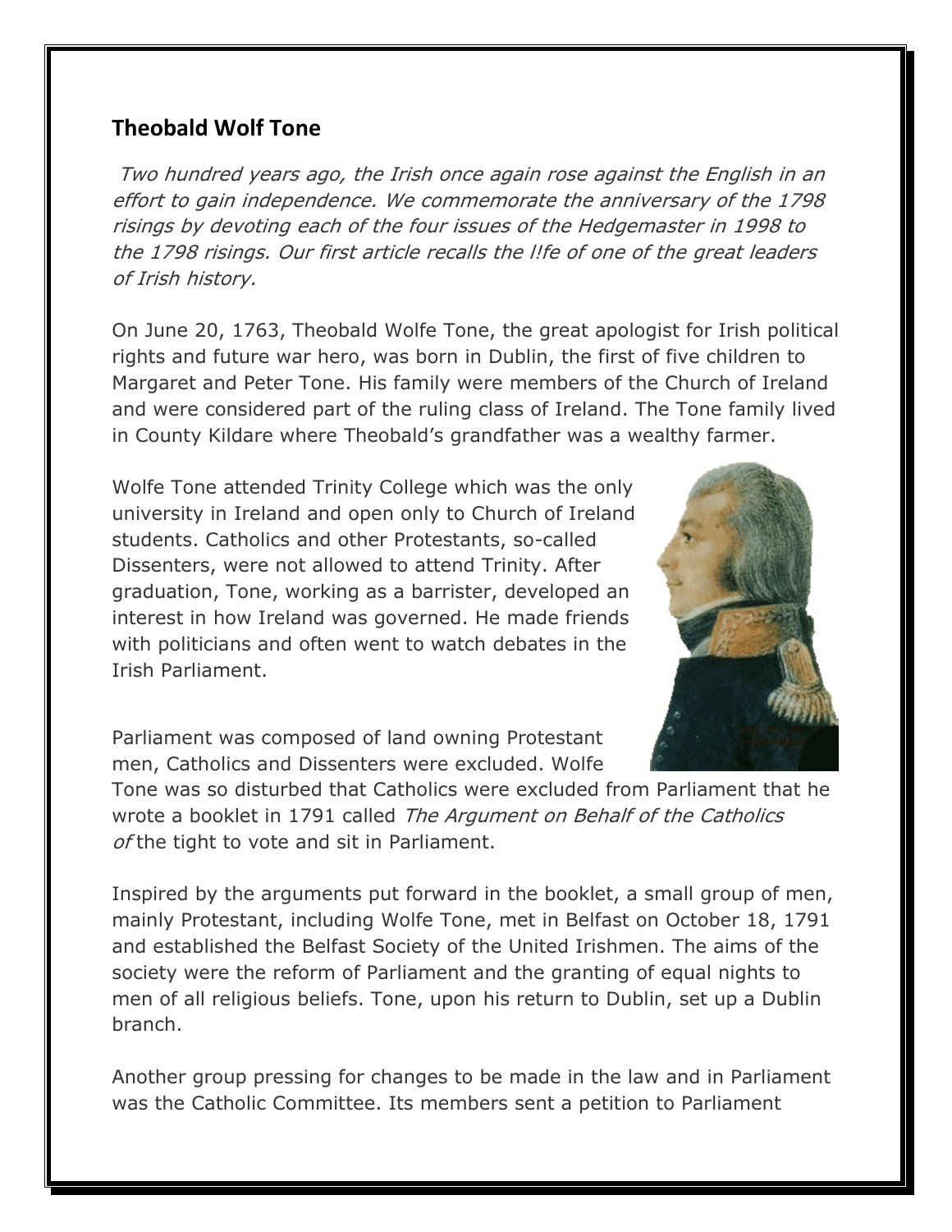## Theobald Wolf Tone

*Two hundred years ago, the Irish once again rose against the English in an effort to gain independence. We commemorate the anniversary of the 1798 risings by devoting each of the four issues of the Hedgemaster in 1998 to the 1798 risings. Our first article recalls the l!fe of one of the great leaders of Irish history.*

On June 20, 1763, Theobald Wolfe Tone, the great apologist for Irish political rights and future war hero, was born in Dublin, the first of five children to Margaret and Peter Tone. His family were members of the Church of Ireland and were considered part of the ruling class of Ireland. The Tone family lived in County Kildare where Theobald's grandfather was a wealthy farmer.

Wolfe Tone attended Trinity College which was the only university in Ireland and open only to Church of Ireland students. Catholics and other Protestants, so-called Dissenters, were not allowed to attend Trinity. After graduation, Tone, working as a barrister, developed an interest in how Ireland was governed. He made friends with politicians and often went to watch debates in the Irish Parliament.

Parliament was composed of land owning Protestant men, Catholics and Dissenters were excluded. Wolfe Tone was so disturbed that Catholics were excluded from Parliament that he wrote a booklet in 1791 called *The Argument on Behalf of the Catholics of* the tight to vote and sit in Parliament.

Inspired by the arguments put forward in the booklet, a small group of men, mainly Protestant, including Wolfe Tone, met in Belfast on October 18, 1791 and established the Belfast Society of the United Irishmen. The aims of the society were the reform of Parliament and the granting of equal nights to men of all religious beliefs. Tone, upon his return to Dublin, set up a Dublin branch.

Another group pressing for changes to be made in the law and in Parliament was the Catholic Committee. Its members sent a petition to Parliament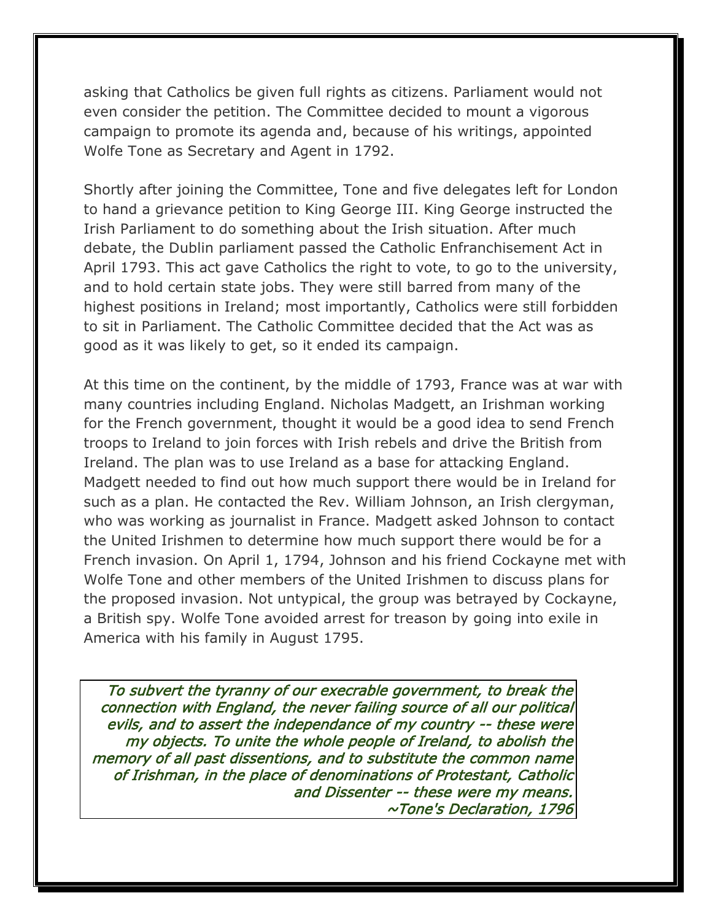asking that Catholics be given full rights as citizens. Parliament would not even consider the petition. The Committee decided to mount a vigorous campaign to promote its agenda and, because of his writings, appointed Wolfe Tone as Secretary and Agent in 1792.

Shortly after joining the Committee, Tone and five delegates left for London to hand a grievance petition to King George III. King George instructed the Irish Parliament to do something about the Irish situation. After much debate, the Dublin parliament passed the Catholic Enfranchisement Act in April 1793. This act gave Catholics the right to vote, to go to the university, and to hold certain state jobs. They were still barred from many of the highest positions in Ireland; most importantly, Catholics were still forbidden to sit in Parliament. The Catholic Committee decided that the Act was as good as it was likely to get, so it ended its campaign.

At this time on the continent, by the middle of 1793, France was at war with many countries including England. Nicholas Madgett, an Irishman working for the French government, thought it would be a good idea to send French troops to Ireland to join forces with Irish rebels and drive the British from Ireland. The plan was to use Ireland as a base for attacking England. Madgett needed to find out how much support there would be in Ireland for such as a plan. He contacted the Rev. William Johnson, an Irish clergyman, who was working as journalist in France. Madgett asked Johnson to contact the United Irishmen to determine how much support there would be for a French invasion. On April 1, 1794, Johnson and his friend Cockayne met with Wolfe Tone and other members of the United Irishmen to discuss plans for the proposed invasion. Not untypical, the group was betrayed by Cockayne, a British spy. Wolfe Tone avoided arrest for treason by going into exile in America with his family in August 1795.

> *To subvert the tyranny of our execrable government, to break the connection with England, the never failing source of all our political evils, and to assert the independance of my country -- these were my objects. To unite the whole people of Ireland, to abolish the memory of all past dissentions, and to substitute the common name of Irishman, in the place of denominations of Protestant, Catholic and Dissenter -- these were my means.*
>
> *~Tone's Declaration, 1796*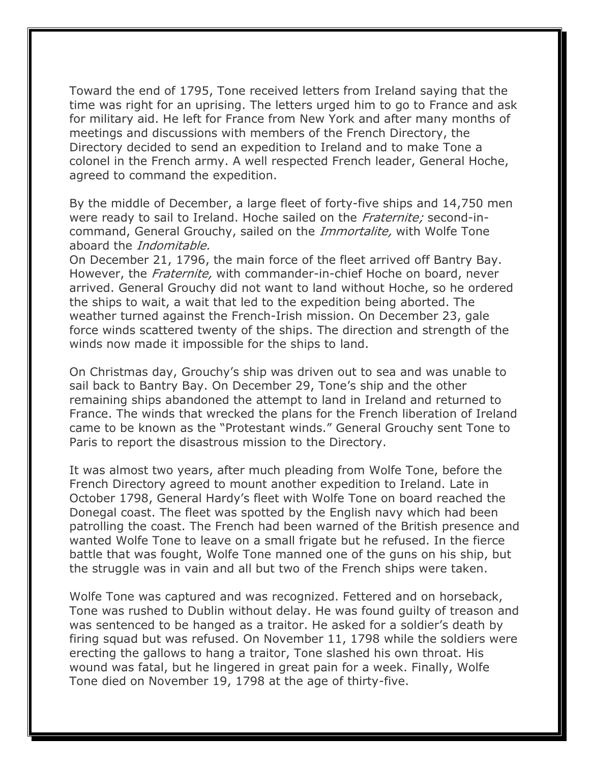Toward the end of 1795, Tone received letters from Ireland saying that the time was right for an uprising. The letters urged him to go to France and ask for military aid. He left for France from New York and after many months of meetings and discussions with members of the French Directory, the Directory decided to send an expedition to Ireland and to make Tone a colonel in the French army. A well respected French leader, General Hoche, agreed to command the expedition.

By the middle of December, a large fleet of forty-five ships and 14,750 men were ready to sail to Ireland. Hoche sailed on the *Fraternite;* second-in-command, General Grouchy, sailed on the *Immortalite,* with Wolfe Tone aboard the *Indomitable.*
On December 21, 1796, the main force of the fleet arrived off Bantry Bay. However, the *Fraternite,* with commander-in-chief Hoche on board, never arrived. General Grouchy did not want to land without Hoche, so he ordered the ships to wait, a wait that led to the expedition being aborted. The weather turned against the French-Irish mission. On December 23, gale force winds scattered twenty of the ships. The direction and strength of the winds now made it impossible for the ships to land.

On Christmas day, Grouchy's ship was driven out to sea and was unable to sail back to Bantry Bay. On December 29, Tone's ship and the other remaining ships abandoned the attempt to land in Ireland and returned to France. The winds that wrecked the plans for the French liberation of Ireland came to be known as the "Protestant winds." General Grouchy sent Tone to Paris to report the disastrous mission to the Directory.

It was almost two years, after much pleading from Wolfe Tone, before the French Directory agreed to mount another expedition to Ireland. Late in October 1798, General Hardy's fleet with Wolfe Tone on board reached the Donegal coast. The fleet was spotted by the English navy which had been patrolling the coast. The French had been warned of the British presence and wanted Wolfe Tone to leave on a small frigate but he refused. In the fierce battle that was fought, Wolfe Tone manned one of the guns on his ship, but the struggle was in vain and all but two of the French ships were taken.

Wolfe Tone was captured and was recognized. Fettered and on horseback, Tone was rushed to Dublin without delay. He was found guilty of treason and was sentenced to be hanged as a traitor. He asked for a soldier's death by firing squad but was refused. On November 11, 1798 while the soldiers were erecting the gallows to hang a traitor, Tone slashed his own throat. His wound was fatal, but he lingered in great pain for a week. Finally, Wolfe Tone died on November 19, 1798 at the age of thirty-five.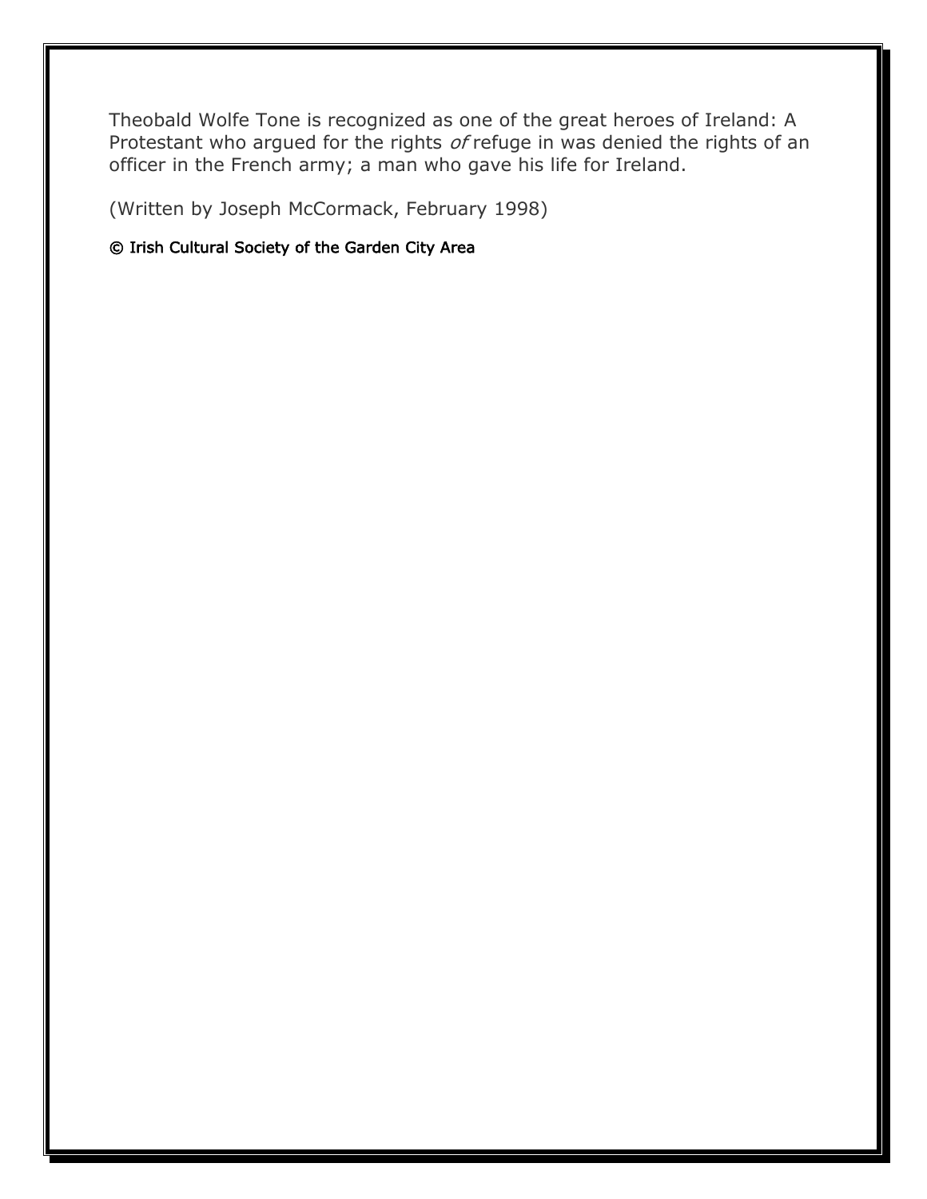Theobald Wolfe Tone is recognized as one of the great heroes of Ireland: A Protestant who argued for the rights *of* refuge in was denied the rights of an officer in the French army; a man who gave his life for Ireland.

(Written by Joseph McCormack, February 1998)

© Irish Cultural Society of the Garden City Area